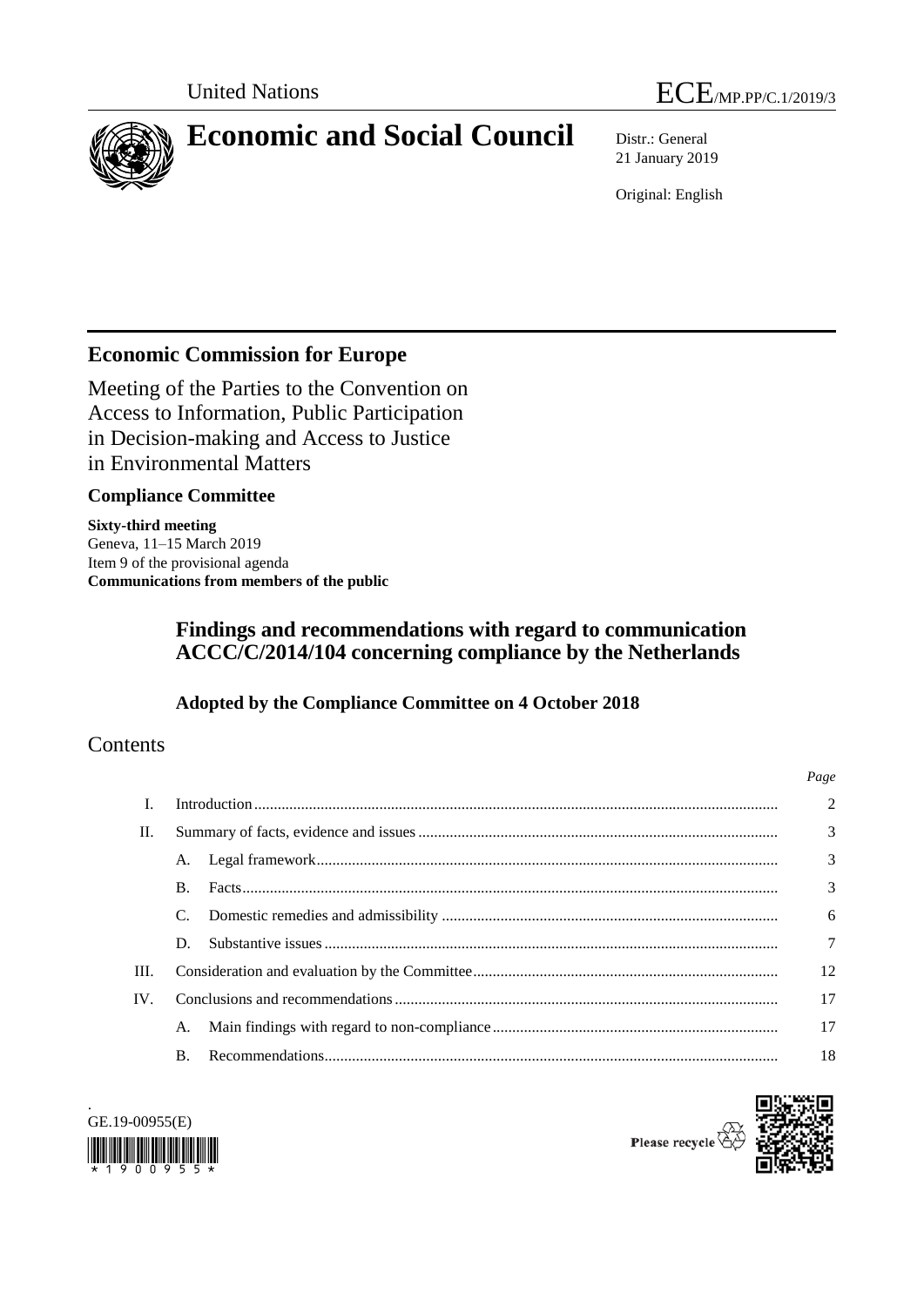United Nations ECE/MP.PP/C.1/2019/3

# Economic and Social Council

Distr.: General
21 January 2019

Original: English

## Economic Commission for Europe

Meeting of the Parties to the Convention on Access to Information, Public Participation in Decision-making and Access to Justice in Environmental Matters

### Compliance Committee

**Sixty-third meeting**
Geneva, 11–15 March 2019
Item 9 of the provisional agenda
**Communications from members of the public**

### Findings and recommendations with regard to communication ACCC/C/2014/104 concerning compliance by the Netherlands

**Adopted by the Compliance Committee on 4 October 2018**

## Contents

| | | | Page |
|---|---|---|---|
| I. | Introduction | | 2 |
| II. | Summary of facts, evidence and issues | | 3 |
| | A. | Legal framework | 3 |
| | B. | Facts | 3 |
| | C. | Domestic remedies and admissibility | 6 |
| | D. | Substantive issues | 7 |
| III. | Consideration and evaluation by the Committee | | 12 |
| IV. | Conclusions and recommendations | | 17 |
| | A. | Main findings with regard to non-compliance | 17 |
| | B. | Recommendations | 18 |

GE.19-00955(E)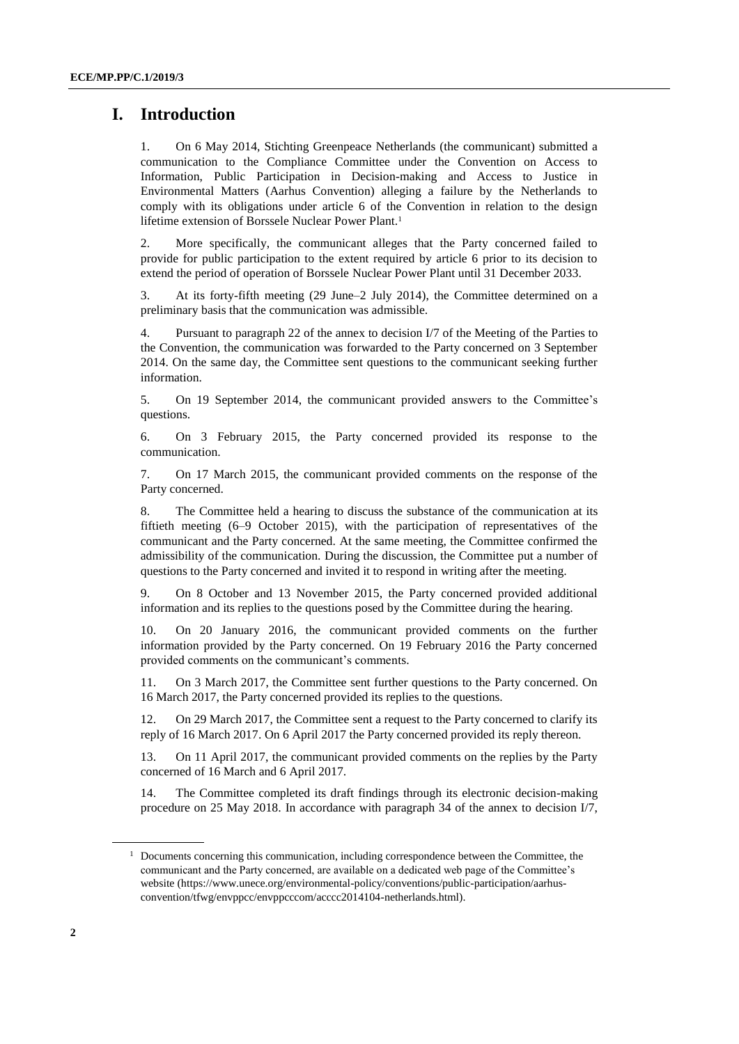# I. Introduction

1. On 6 May 2014, Stichting Greenpeace Netherlands (the communicant) submitted a communication to the Compliance Committee under the Convention on Access to Information, Public Participation in Decision-making and Access to Justice in Environmental Matters (Aarhus Convention) alleging a failure by the Netherlands to comply with its obligations under article 6 of the Convention in relation to the design lifetime extension of Borssele Nuclear Power Plant.[1]

2. More specifically, the communicant alleges that the Party concerned failed to provide for public participation to the extent required by article 6 prior to its decision to extend the period of operation of Borssele Nuclear Power Plant until 31 December 2033.

3. At its forty-fifth meeting (29 June–2 July 2014), the Committee determined on a preliminary basis that the communication was admissible.

4. Pursuant to paragraph 22 of the annex to decision I/7 of the Meeting of the Parties to the Convention, the communication was forwarded to the Party concerned on 3 September 2014. On the same day, the Committee sent questions to the communicant seeking further information.

5. On 19 September 2014, the communicant provided answers to the Committee's questions.

6. On 3 February 2015, the Party concerned provided its response to the communication.

7. On 17 March 2015, the communicant provided comments on the response of the Party concerned.

8. The Committee held a hearing to discuss the substance of the communication at its fiftieth meeting (6–9 October 2015), with the participation of representatives of the communicant and the Party concerned. At the same meeting, the Committee confirmed the admissibility of the communication. During the discussion, the Committee put a number of questions to the Party concerned and invited it to respond in writing after the meeting.

9. On 8 October and 13 November 2015, the Party concerned provided additional information and its replies to the questions posed by the Committee during the hearing.

10. On 20 January 2016, the communicant provided comments on the further information provided by the Party concerned. On 19 February 2016 the Party concerned provided comments on the communicant's comments.

11. On 3 March 2017, the Committee sent further questions to the Party concerned. On 16 March 2017, the Party concerned provided its replies to the questions.

12. On 29 March 2017, the Committee sent a request to the Party concerned to clarify its reply of 16 March 2017. On 6 April 2017 the Party concerned provided its reply thereon.

13. On 11 April 2017, the communicant provided comments on the replies by the Party concerned of 16 March and 6 April 2017.

14. The Committee completed its draft findings through its electronic decision-making procedure on 25 May 2018. In accordance with paragraph 34 of the annex to decision I/7,

---

[1] Documents concerning this communication, including correspondence between the Committee, the communicant and the Party concerned, are available on a dedicated web page of the Committee's website (https://www.unece.org/environmental-policy/conventions/public-participation/aarhus-convention/tfwg/envppcc/envppcccom/acccc2014104-netherlands.html).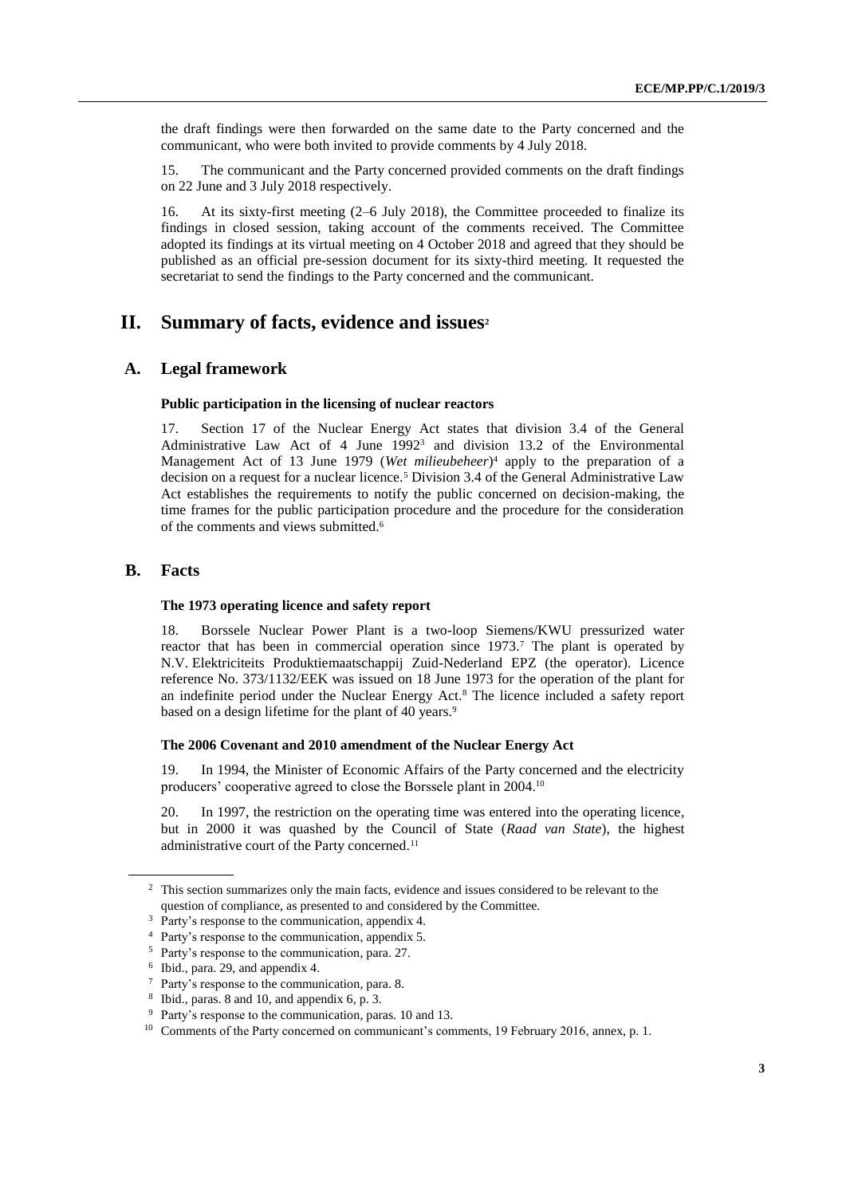the draft findings were then forwarded on the same date to the Party concerned and the communicant, who were both invited to provide comments by 4 July 2018.

15. The communicant and the Party concerned provided comments on the draft findings on 22 June and 3 July 2018 respectively.

16. At its sixty-first meeting (2–6 July 2018), the Committee proceeded to finalize its findings in closed session, taking account of the comments received. The Committee adopted its findings at its virtual meeting on 4 October 2018 and agreed that they should be published as an official pre-session document for its sixty-third meeting. It requested the secretariat to send the findings to the Party concerned and the communicant.

# II. Summary of facts, evidence and issues[2]

## A. Legal framework

### Public participation in the licensing of nuclear reactors

17. Section 17 of the Nuclear Energy Act states that division 3.4 of the General Administrative Law Act of 4 June 1992[3] and division 13.2 of the Environmental Management Act of 13 June 1979 (*Wet milieubeheer*)[4] apply to the preparation of a decision on a request for a nuclear licence.[5] Division 3.4 of the General Administrative Law Act establishes the requirements to notify the public concerned on decision-making, the time frames for the public participation procedure and the procedure for the consideration of the comments and views submitted.[6]

## B. Facts

### The 1973 operating licence and safety report

18. Borssele Nuclear Power Plant is a two-loop Siemens/KWU pressurized water reactor that has been in commercial operation since 1973.[7] The plant is operated by N.V. Elektriciteits Produktiemaatschappij Zuid-Nederland EPZ (the operator). Licence reference No. 373/1132/EEK was issued on 18 June 1973 for the operation of the plant for an indefinite period under the Nuclear Energy Act.[8] The licence included a safety report based on a design lifetime for the plant of 40 years.[9]

### The 2006 Covenant and 2010 amendment of the Nuclear Energy Act

19. In 1994, the Minister of Economic Affairs of the Party concerned and the electricity producers' cooperative agreed to close the Borssele plant in 2004.[10]

20. In 1997, the restriction on the operating time was entered into the operating licence, but in 2000 it was quashed by the Council of State (*Raad van State*), the highest administrative court of the Party concerned.[11]

---

[2] This section summarizes only the main facts, evidence and issues considered to be relevant to the question of compliance, as presented to and considered by the Committee.

[3] Party's response to the communication, appendix 4.

[4] Party's response to the communication, appendix 5.

[5] Party's response to the communication, para. 27.

[6] Ibid., para. 29, and appendix 4.

[7] Party's response to the communication, para. 8.

[8] Ibid., paras. 8 and 10, and appendix 6, p. 3.

[9] Party's response to the communication, paras. 10 and 13.

[10] Comments of the Party concerned on communicant's comments, 19 February 2016, annex, p. 1.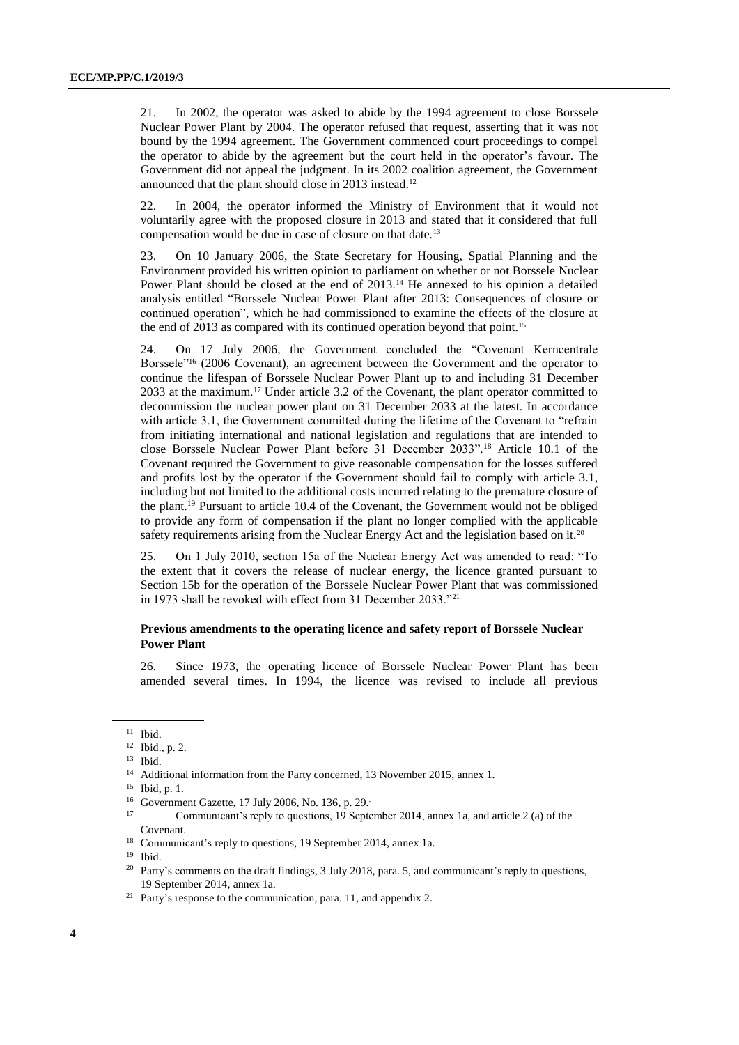21. In 2002, the operator was asked to abide by the 1994 agreement to close Borssele Nuclear Power Plant by 2004. The operator refused that request, asserting that it was not bound by the 1994 agreement. The Government commenced court proceedings to compel the operator to abide by the agreement but the court held in the operator's favour. The Government did not appeal the judgment. In its 2002 coalition agreement, the Government announced that the plant should close in 2013 instead.[12]

22. In 2004, the operator informed the Ministry of Environment that it would not voluntarily agree with the proposed closure in 2013 and stated that it considered that full compensation would be due in case of closure on that date.[13]

23. On 10 January 2006, the State Secretary for Housing, Spatial Planning and the Environment provided his written opinion to parliament on whether or not Borssele Nuclear Power Plant should be closed at the end of 2013.[14] He annexed to his opinion a detailed analysis entitled "Borssele Nuclear Power Plant after 2013: Consequences of closure or continued operation", which he had commissioned to examine the effects of the closure at the end of 2013 as compared with its continued operation beyond that point.[15]

24. On 17 July 2006, the Government concluded the "Covenant Kerncentrale Borssele"[16] (2006 Covenant), an agreement between the Government and the operator to continue the lifespan of Borssele Nuclear Power Plant up to and including 31 December 2033 at the maximum.[17] Under article 3.2 of the Covenant, the plant operator committed to decommission the nuclear power plant on 31 December 2033 at the latest. In accordance with article 3.1, the Government committed during the lifetime of the Covenant to "refrain from initiating international and national legislation and regulations that are intended to close Borssele Nuclear Power Plant before 31 December 2033".[18] Article 10.1 of the Covenant required the Government to give reasonable compensation for the losses suffered and profits lost by the operator if the Government should fail to comply with article 3.1, including but not limited to the additional costs incurred relating to the premature closure of the plant.[19] Pursuant to article 10.4 of the Covenant, the Government would not be obliged to provide any form of compensation if the plant no longer complied with the applicable safety requirements arising from the Nuclear Energy Act and the legislation based on it.[20]

25. On 1 July 2010, section 15a of the Nuclear Energy Act was amended to read: "To the extent that it covers the release of nuclear energy, the licence granted pursuant to Section 15b for the operation of the Borssele Nuclear Power Plant that was commissioned in 1973 shall be revoked with effect from 31 December 2033."[21]

### Previous amendments to the operating licence and safety report of Borssele Nuclear Power Plant

26. Since 1973, the operating licence of Borssele Nuclear Power Plant has been amended several times. In 1994, the licence was revised to include all previous

---

[11] Ibid.

[12] Ibid., p. 2.

[13] Ibid.

[14] Additional information from the Party concerned, 13 November 2015, annex 1.

[15] Ibid, p. 1.

[16] Government Gazette, 17 July 2006, No. 136, p. 29.

[17] Communicant's reply to questions, 19 September 2014, annex 1a, and article 2 (a) of the Covenant.

[18] Communicant's reply to questions, 19 September 2014, annex 1a.

[19] Ibid.

[20] Party's comments on the draft findings, 3 July 2018, para. 5, and communicant's reply to questions, 19 September 2014, annex 1a.

[21] Party's response to the communication, para. 11, and appendix 2.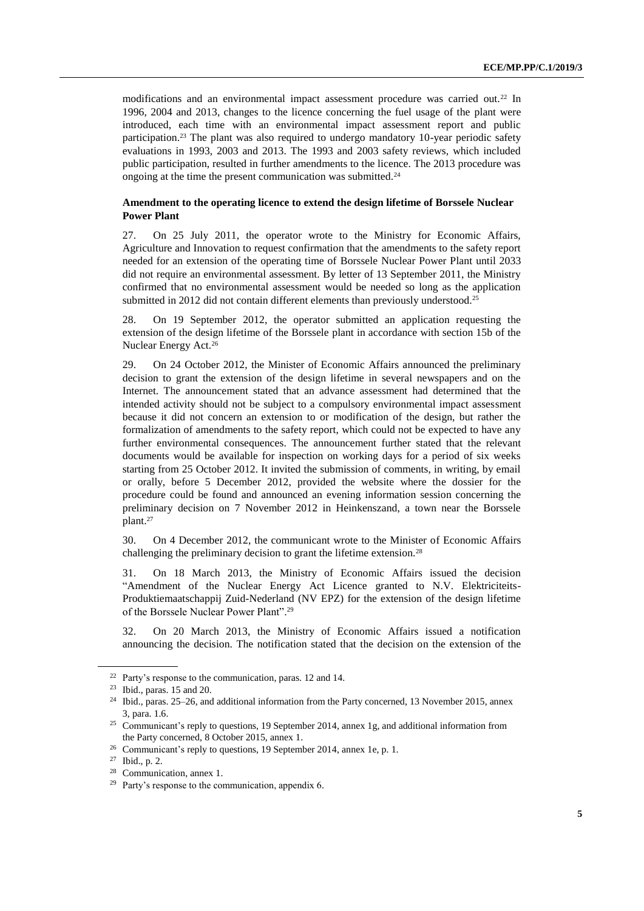modifications and an environmental impact assessment procedure was carried out.[22] In 1996, 2004 and 2013, changes to the licence concerning the fuel usage of the plant were introduced, each time with an environmental impact assessment report and public participation.[23] The plant was also required to undergo mandatory 10-year periodic safety evaluations in 1993, 2003 and 2013. The 1993 and 2003 safety reviews, which included public participation, resulted in further amendments to the licence. The 2013 procedure was ongoing at the time the present communication was submitted.[24]

### Amendment to the operating licence to extend the design lifetime of Borssele Nuclear Power Plant

27. On 25 July 2011, the operator wrote to the Ministry for Economic Affairs, Agriculture and Innovation to request confirmation that the amendments to the safety report needed for an extension of the operating time of Borssele Nuclear Power Plant until 2033 did not require an environmental assessment. By letter of 13 September 2011, the Ministry confirmed that no environmental assessment would be needed so long as the application submitted in 2012 did not contain different elements than previously understood.[25]

28. On 19 September 2012, the operator submitted an application requesting the extension of the design lifetime of the Borssele plant in accordance with section 15b of the Nuclear Energy Act.[26]

29. On 24 October 2012, the Minister of Economic Affairs announced the preliminary decision to grant the extension of the design lifetime in several newspapers and on the Internet. The announcement stated that an advance assessment had determined that the intended activity should not be subject to a compulsory environmental impact assessment because it did not concern an extension to or modification of the design, but rather the formalization of amendments to the safety report, which could not be expected to have any further environmental consequences. The announcement further stated that the relevant documents would be available for inspection on working days for a period of six weeks starting from 25 October 2012. It invited the submission of comments, in writing, by email or orally, before 5 December 2012, provided the website where the dossier for the procedure could be found and announced an evening information session concerning the preliminary decision on 7 November 2012 in Heinkenszand, a town near the Borssele plant.[27]

30. On 4 December 2012, the communicant wrote to the Minister of Economic Affairs challenging the preliminary decision to grant the lifetime extension.[28]

31. On 18 March 2013, the Ministry of Economic Affairs issued the decision "Amendment of the Nuclear Energy Act Licence granted to N.V. Elektriciteits-Produktiemaatschappij Zuid-Nederland (NV EPZ) for the extension of the design lifetime of the Borssele Nuclear Power Plant".[29]

32. On 20 March 2013, the Ministry of Economic Affairs issued a notification announcing the decision. The notification stated that the decision on the extension of the

---

[22] Party's response to the communication, paras. 12 and 14.

[23] Ibid., paras. 15 and 20.

[24] Ibid., paras. 25–26, and additional information from the Party concerned, 13 November 2015, annex 3, para. 1.6.

[25] Communicant's reply to questions, 19 September 2014, annex 1g, and additional information from the Party concerned, 8 October 2015, annex 1.

[26] Communicant's reply to questions, 19 September 2014, annex 1e, p. 1.

[27] Ibid., p. 2.

[28] Communication, annex 1.

[29] Party's response to the communication, appendix 6.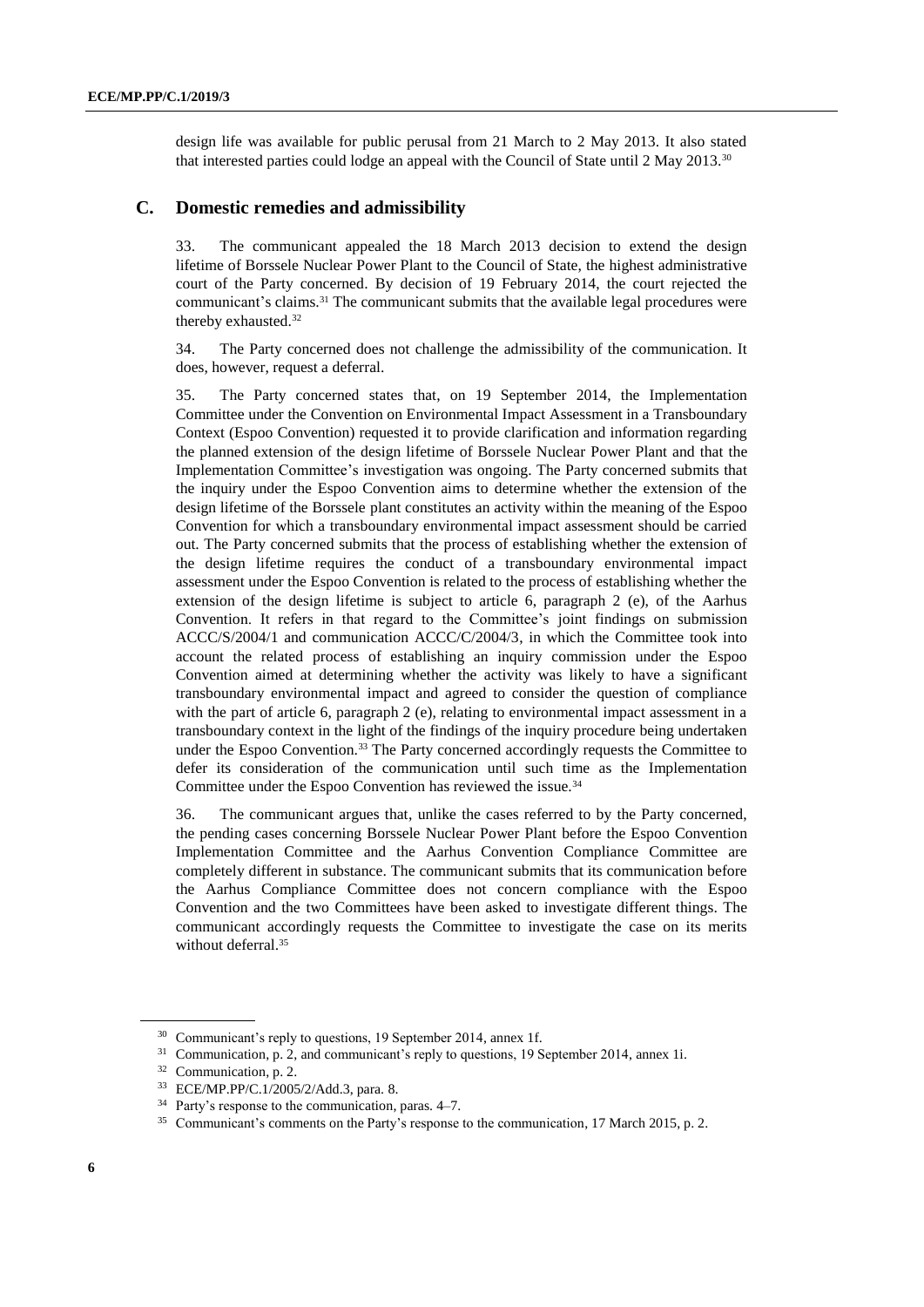design life was available for public perusal from 21 March to 2 May 2013. It also stated that interested parties could lodge an appeal with the Council of State until 2 May 2013.[30]

## C. Domestic remedies and admissibility

33. The communicant appealed the 18 March 2013 decision to extend the design lifetime of Borssele Nuclear Power Plant to the Council of State, the highest administrative court of the Party concerned. By decision of 19 February 2014, the court rejected the communicant's claims.[31] The communicant submits that the available legal procedures were thereby exhausted.[32]

34. The Party concerned does not challenge the admissibility of the communication. It does, however, request a deferral.

35. The Party concerned states that, on 19 September 2014, the Implementation Committee under the Convention on Environmental Impact Assessment in a Transboundary Context (Espoo Convention) requested it to provide clarification and information regarding the planned extension of the design lifetime of Borssele Nuclear Power Plant and that the Implementation Committee's investigation was ongoing. The Party concerned submits that the inquiry under the Espoo Convention aims to determine whether the extension of the design lifetime of the Borssele plant constitutes an activity within the meaning of the Espoo Convention for which a transboundary environmental impact assessment should be carried out. The Party concerned submits that the process of establishing whether the extension of the design lifetime requires the conduct of a transboundary environmental impact assessment under the Espoo Convention is related to the process of establishing whether the extension of the design lifetime is subject to article 6, paragraph 2 (e), of the Aarhus Convention. It refers in that regard to the Committee's joint findings on submission ACCC/S/2004/1 and communication ACCC/C/2004/3, in which the Committee took into account the related process of establishing an inquiry commission under the Espoo Convention aimed at determining whether the activity was likely to have a significant transboundary environmental impact and agreed to consider the question of compliance with the part of article 6, paragraph 2 (e), relating to environmental impact assessment in a transboundary context in the light of the findings of the inquiry procedure being undertaken under the Espoo Convention.[33] The Party concerned accordingly requests the Committee to defer its consideration of the communication until such time as the Implementation Committee under the Espoo Convention has reviewed the issue.[34]

36. The communicant argues that, unlike the cases referred to by the Party concerned, the pending cases concerning Borssele Nuclear Power Plant before the Espoo Convention Implementation Committee and the Aarhus Convention Compliance Committee are completely different in substance. The communicant submits that its communication before the Aarhus Compliance Committee does not concern compliance with the Espoo Convention and the two Committees have been asked to investigate different things. The communicant accordingly requests the Committee to investigate the case on its merits without deferral.[35]

---

[30] Communicant's reply to questions, 19 September 2014, annex 1f.

[31] Communication, p. 2, and communicant's reply to questions, 19 September 2014, annex 1i.

[32] Communication, p. 2.

[33] ECE/MP.PP/C.1/2005/2/Add.3, para. 8.

[34] Party's response to the communication, paras. 4–7.

[35] Communicant's comments on the Party's response to the communication, 17 March 2015, p. 2.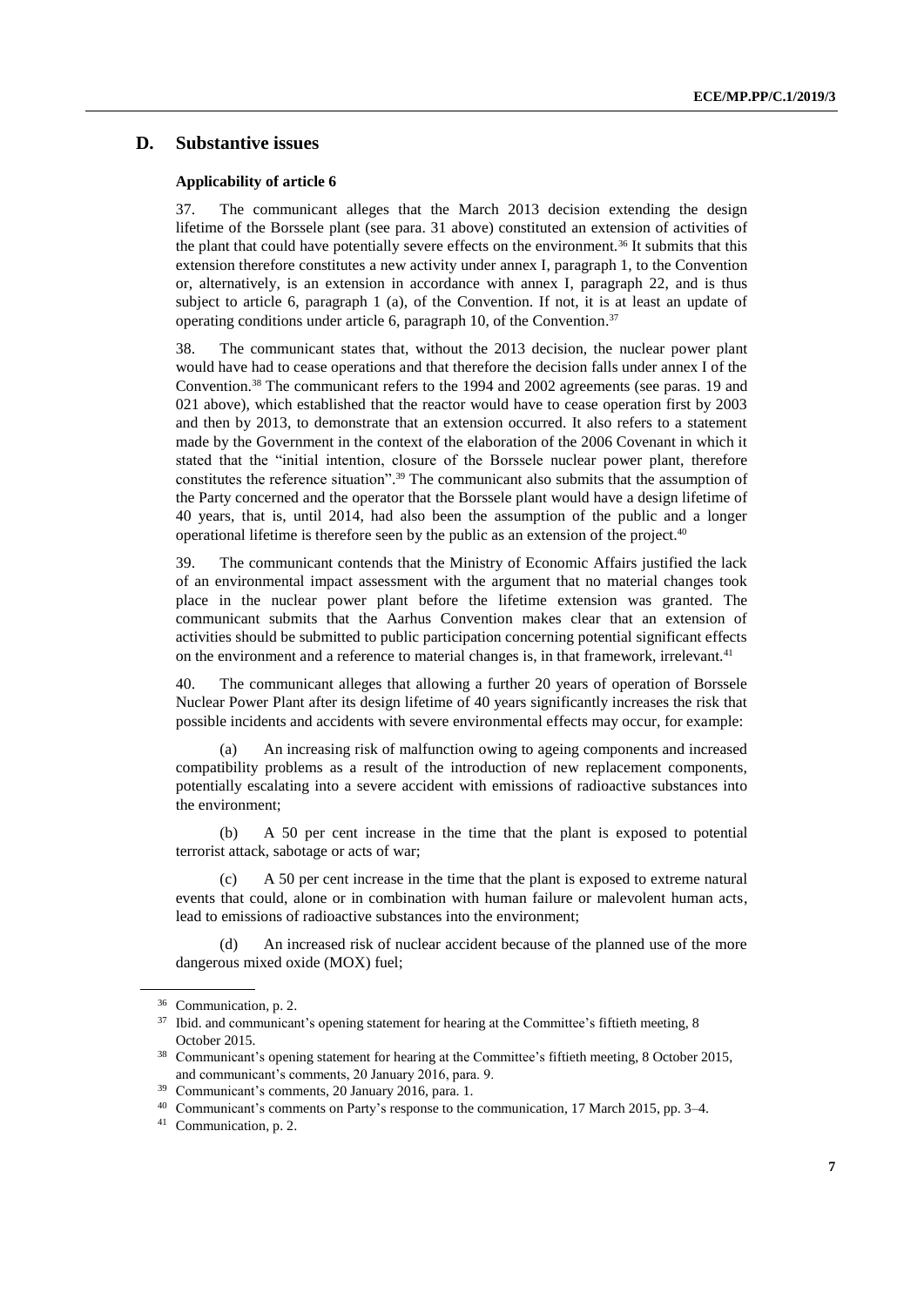## D. Substantive issues

### Applicability of article 6

37. The communicant alleges that the March 2013 decision extending the design lifetime of the Borssele plant (see para. 31 above) constituted an extension of activities of the plant that could have potentially severe effects on the environment.[36] It submits that this extension therefore constitutes a new activity under annex I, paragraph 1, to the Convention or, alternatively, is an extension in accordance with annex I, paragraph 22, and is thus subject to article 6, paragraph 1 (a), of the Convention. If not, it is at least an update of operating conditions under article 6, paragraph 10, of the Convention.[37]

38. The communicant states that, without the 2013 decision, the nuclear power plant would have had to cease operations and that therefore the decision falls under annex I of the Convention.[38] The communicant refers to the 1994 and 2002 agreements (see paras. 19 and 021 above), which established that the reactor would have to cease operation first by 2003 and then by 2013, to demonstrate that an extension occurred. It also refers to a statement made by the Government in the context of the elaboration of the 2006 Covenant in which it stated that the "initial intention, closure of the Borssele nuclear power plant, therefore constitutes the reference situation".[39] The communicant also submits that the assumption of the Party concerned and the operator that the Borssele plant would have a design lifetime of 40 years, that is, until 2014, had also been the assumption of the public and a longer operational lifetime is therefore seen by the public as an extension of the project.[40]

39. The communicant contends that the Ministry of Economic Affairs justified the lack of an environmental impact assessment with the argument that no material changes took place in the nuclear power plant before the lifetime extension was granted. The communicant submits that the Aarhus Convention makes clear that an extension of activities should be submitted to public participation concerning potential significant effects on the environment and a reference to material changes is, in that framework, irrelevant.[41]

40. The communicant alleges that allowing a further 20 years of operation of Borssele Nuclear Power Plant after its design lifetime of 40 years significantly increases the risk that possible incidents and accidents with severe environmental effects may occur, for example:

(a) An increasing risk of malfunction owing to ageing components and increased compatibility problems as a result of the introduction of new replacement components, potentially escalating into a severe accident with emissions of radioactive substances into the environment;

(b) A 50 per cent increase in the time that the plant is exposed to potential terrorist attack, sabotage or acts of war;

(c) A 50 per cent increase in the time that the plant is exposed to extreme natural events that could, alone or in combination with human failure or malevolent human acts, lead to emissions of radioactive substances into the environment;

(d) An increased risk of nuclear accident because of the planned use of the more dangerous mixed oxide (MOX) fuel;

---

[36] Communication, p. 2.

[37] Ibid. and communicant's opening statement for hearing at the Committee's fiftieth meeting, 8 October 2015.

[38] Communicant's opening statement for hearing at the Committee's fiftieth meeting, 8 October 2015, and communicant's comments, 20 January 2016, para. 9.

[39] Communicant's comments, 20 January 2016, para. 1.

[40] Communicant's comments on Party's response to the communication, 17 March 2015, pp. 3–4.

[41] Communication, p. 2.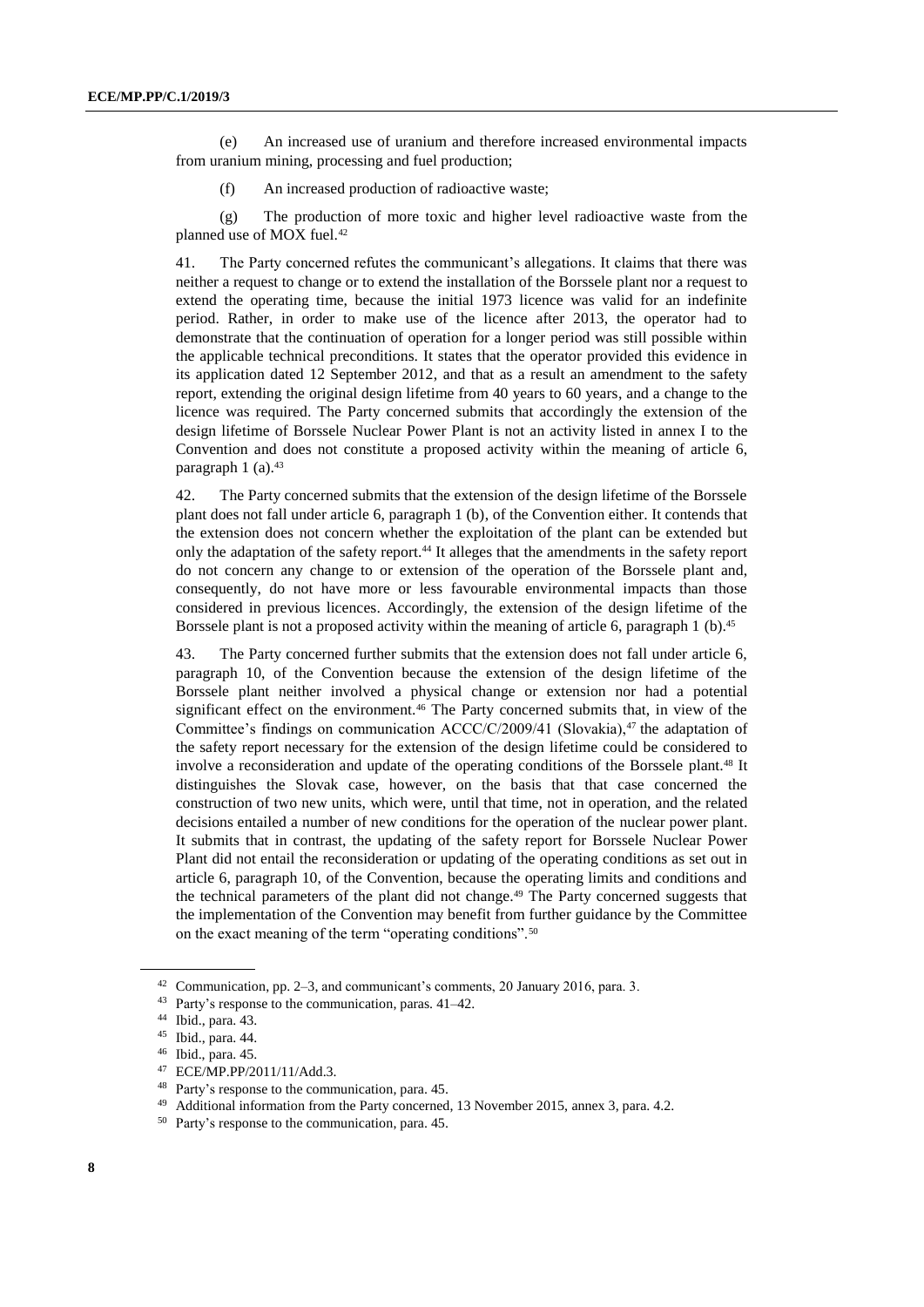(e) An increased use of uranium and therefore increased environmental impacts from uranium mining, processing and fuel production;

(f) An increased production of radioactive waste;

(g) The production of more toxic and higher level radioactive waste from the planned use of MOX fuel.[42]

41. The Party concerned refutes the communicant's allegations. It claims that there was neither a request to change or to extend the installation of the Borssele plant nor a request to extend the operating time, because the initial 1973 licence was valid for an indefinite period. Rather, in order to make use of the licence after 2013, the operator had to demonstrate that the continuation of operation for a longer period was still possible within the applicable technical preconditions. It states that the operator provided this evidence in its application dated 12 September 2012, and that as a result an amendment to the safety report, extending the original design lifetime from 40 years to 60 years, and a change to the licence was required. The Party concerned submits that accordingly the extension of the design lifetime of Borssele Nuclear Power Plant is not an activity listed in annex I to the Convention and does not constitute a proposed activity within the meaning of article 6, paragraph 1 (a).[43]

42. The Party concerned submits that the extension of the design lifetime of the Borssele plant does not fall under article 6, paragraph 1 (b), of the Convention either. It contends that the extension does not concern whether the exploitation of the plant can be extended but only the adaptation of the safety report.[44] It alleges that the amendments in the safety report do not concern any change to or extension of the operation of the Borssele plant and, consequently, do not have more or less favourable environmental impacts than those considered in previous licences. Accordingly, the extension of the design lifetime of the Borssele plant is not a proposed activity within the meaning of article 6, paragraph 1 (b).[45]

43. The Party concerned further submits that the extension does not fall under article 6, paragraph 10, of the Convention because the extension of the design lifetime of the Borssele plant neither involved a physical change or extension nor had a potential significant effect on the environment.[46] The Party concerned submits that, in view of the Committee's findings on communication ACCC/C/2009/41 (Slovakia),[47] the adaptation of the safety report necessary for the extension of the design lifetime could be considered to involve a reconsideration and update of the operating conditions of the Borssele plant.[48] It distinguishes the Slovak case, however, on the basis that that case concerned the construction of two new units, which were, until that time, not in operation, and the related decisions entailed a number of new conditions for the operation of the nuclear power plant. It submits that in contrast, the updating of the safety report for Borssele Nuclear Power Plant did not entail the reconsideration or updating of the operating conditions as set out in article 6, paragraph 10, of the Convention, because the operating limits and conditions and the technical parameters of the plant did not change.[49] The Party concerned suggests that the implementation of the Convention may benefit from further guidance by the Committee on the exact meaning of the term "operating conditions".[50]

---

[42] Communication, pp. 2–3, and communicant's comments, 20 January 2016, para. 3.

[43] Party's response to the communication, paras. 41–42.

[44] Ibid., para. 43.

[45] Ibid., para. 44.

[46] Ibid., para. 45.

[47] ECE/MP.PP/2011/11/Add.3.

[48] Party's response to the communication, para. 45.

[49] Additional information from the Party concerned, 13 November 2015, annex 3, para. 4.2.

[50] Party's response to the communication, para. 45.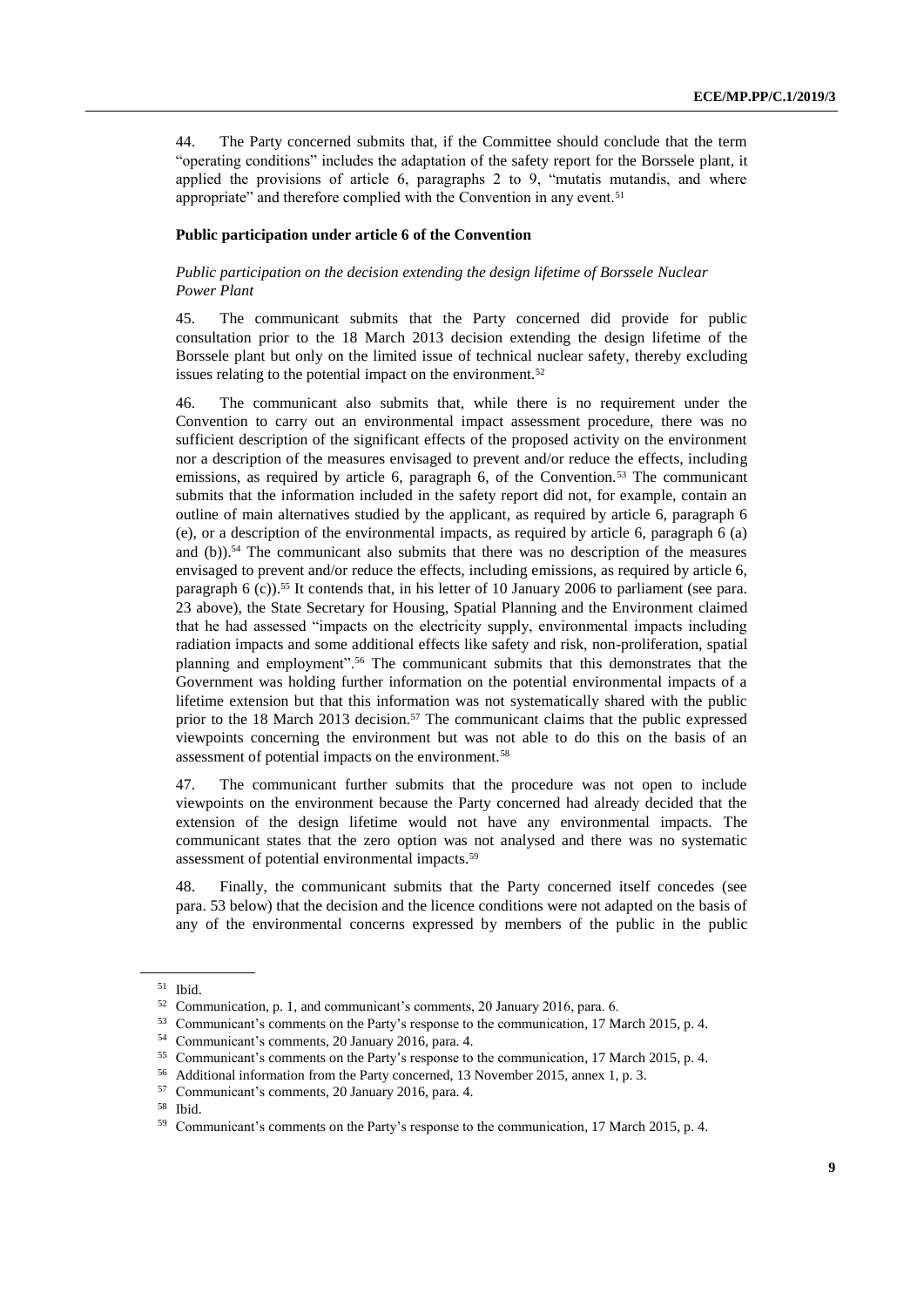44. The Party concerned submits that, if the Committee should conclude that the term "operating conditions" includes the adaptation of the safety report for the Borssele plant, it applied the provisions of article 6, paragraphs 2 to 9, "mutatis mutandis, and where appropriate" and therefore complied with the Convention in any event.[51]

**Public participation under article 6 of the Convention**

*Public participation on the decision extending the design lifetime of Borssele Nuclear Power Plant*

45. The communicant submits that the Party concerned did provide for public consultation prior to the 18 March 2013 decision extending the design lifetime of the Borssele plant but only on the limited issue of technical nuclear safety, thereby excluding issues relating to the potential impact on the environment.[52]

46. The communicant also submits that, while there is no requirement under the Convention to carry out an environmental impact assessment procedure, there was no sufficient description of the significant effects of the proposed activity on the environment nor a description of the measures envisaged to prevent and/or reduce the effects, including emissions, as required by article 6, paragraph 6, of the Convention.[53] The communicant submits that the information included in the safety report did not, for example, contain an outline of main alternatives studied by the applicant, as required by article 6, paragraph 6 (e), or a description of the environmental impacts, as required by article 6, paragraph 6 (a) and (b)).[54] The communicant also submits that there was no description of the measures envisaged to prevent and/or reduce the effects, including emissions, as required by article 6, paragraph 6 (c)).[55] It contends that, in his letter of 10 January 2006 to parliament (see para. 23 above), the State Secretary for Housing, Spatial Planning and the Environment claimed that he had assessed "impacts on the electricity supply, environmental impacts including radiation impacts and some additional effects like safety and risk, non-proliferation, spatial planning and employment".[56] The communicant submits that this demonstrates that the Government was holding further information on the potential environmental impacts of a lifetime extension but that this information was not systematically shared with the public prior to the 18 March 2013 decision.[57] The communicant claims that the public expressed viewpoints concerning the environment but was not able to do this on the basis of an assessment of potential impacts on the environment.[58]

47. The communicant further submits that the procedure was not open to include viewpoints on the environment because the Party concerned had already decided that the extension of the design lifetime would not have any environmental impacts. The communicant states that the zero option was not analysed and there was no systematic assessment of potential environmental impacts.[59]

48. Finally, the communicant submits that the Party concerned itself concedes (see para. 53 below) that the decision and the licence conditions were not adapted on the basis of any of the environmental concerns expressed by members of the public in the public

---

[51] Ibid.

[52] Communication, p. 1, and communicant's comments, 20 January 2016, para. 6.

[53] Communicant's comments on the Party's response to the communication, 17 March 2015, p. 4.

[54] Communicant's comments, 20 January 2016, para. 4.

[55] Communicant's comments on the Party's response to the communication, 17 March 2015, p. 4.

[56] Additional information from the Party concerned, 13 November 2015, annex 1, p. 3.

[57] Communicant's comments, 20 January 2016, para. 4.

[58] Ibid.

[59] Communicant's comments on the Party's response to the communication, 17 March 2015, p. 4.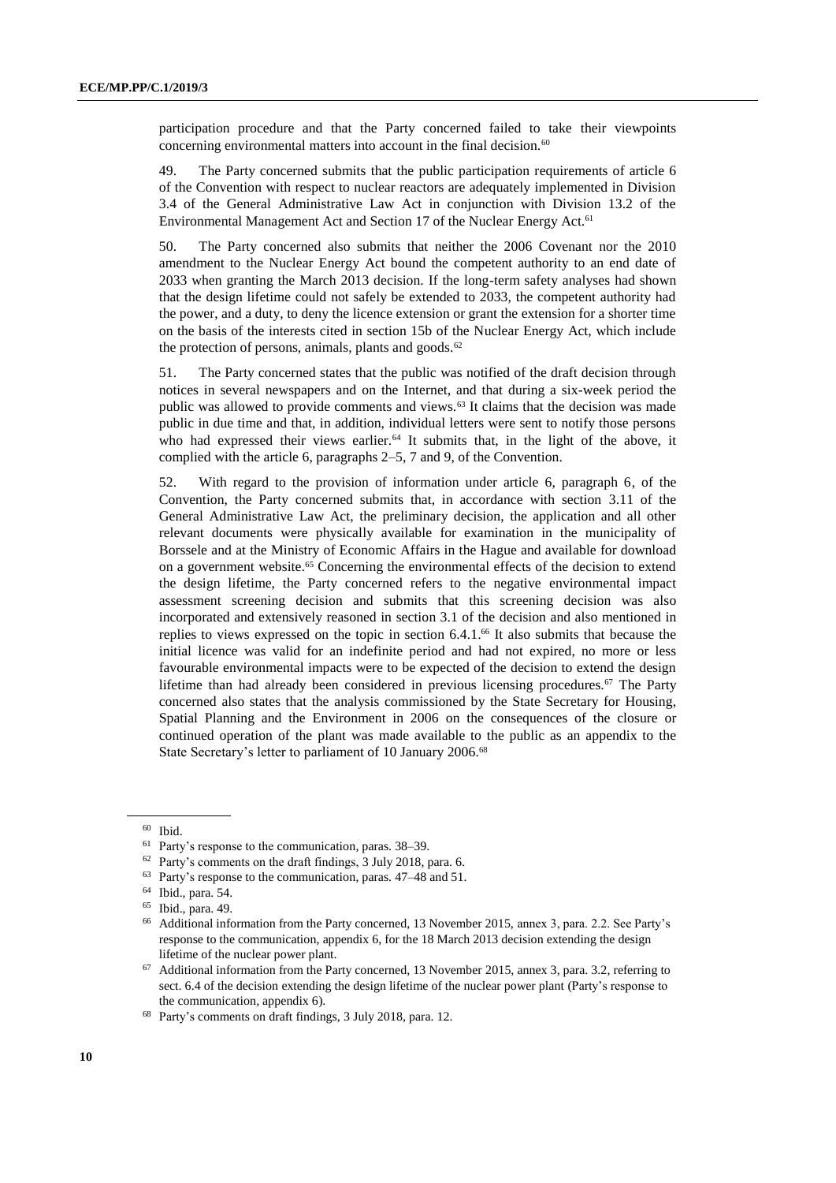participation procedure and that the Party concerned failed to take their viewpoints concerning environmental matters into account in the final decision.[60]

49. The Party concerned submits that the public participation requirements of article 6 of the Convention with respect to nuclear reactors are adequately implemented in Division 3.4 of the General Administrative Law Act in conjunction with Division 13.2 of the Environmental Management Act and Section 17 of the Nuclear Energy Act.[61]

50. The Party concerned also submits that neither the 2006 Covenant nor the 2010 amendment to the Nuclear Energy Act bound the competent authority to an end date of 2033 when granting the March 2013 decision. If the long-term safety analyses had shown that the design lifetime could not safely be extended to 2033, the competent authority had the power, and a duty, to deny the licence extension or grant the extension for a shorter time on the basis of the interests cited in section 15b of the Nuclear Energy Act, which include the protection of persons, animals, plants and goods.[62]

51. The Party concerned states that the public was notified of the draft decision through notices in several newspapers and on the Internet, and that during a six-week period the public was allowed to provide comments and views.[63] It claims that the decision was made public in due time and that, in addition, individual letters were sent to notify those persons who had expressed their views earlier.[64] It submits that, in the light of the above, it complied with the article 6, paragraphs 2–5, 7 and 9, of the Convention.

52. With regard to the provision of information under article 6, paragraph 6, of the Convention, the Party concerned submits that, in accordance with section 3.11 of the General Administrative Law Act, the preliminary decision, the application and all other relevant documents were physically available for examination in the municipality of Borssele and at the Ministry of Economic Affairs in the Hague and available for download on a government website.[65] Concerning the environmental effects of the decision to extend the design lifetime, the Party concerned refers to the negative environmental impact assessment screening decision and submits that this screening decision was also incorporated and extensively reasoned in section 3.1 of the decision and also mentioned in replies to views expressed on the topic in section 6.4.1.[66] It also submits that because the initial licence was valid for an indefinite period and had not expired, no more or less favourable environmental impacts were to be expected of the decision to extend the design lifetime than had already been considered in previous licensing procedures.[67] The Party concerned also states that the analysis commissioned by the State Secretary for Housing, Spatial Planning and the Environment in 2006 on the consequences of the closure or continued operation of the plant was made available to the public as an appendix to the State Secretary's letter to parliament of 10 January 2006.[68]

---

[60] Ibid.

[61] Party's response to the communication, paras. 38–39.

[62] Party's comments on the draft findings, 3 July 2018, para. 6.

[63] Party's response to the communication, paras. 47–48 and 51.

[64] Ibid., para. 54.

[65] Ibid., para. 49.

[66] Additional information from the Party concerned, 13 November 2015, annex 3, para. 2.2. See Party's response to the communication, appendix 6, for the 18 March 2013 decision extending the design lifetime of the nuclear power plant.

[67] Additional information from the Party concerned, 13 November 2015, annex 3, para. 3.2, referring to sect. 6.4 of the decision extending the design lifetime of the nuclear power plant (Party's response to the communication, appendix 6).

[68] Party's comments on draft findings, 3 July 2018, para. 12.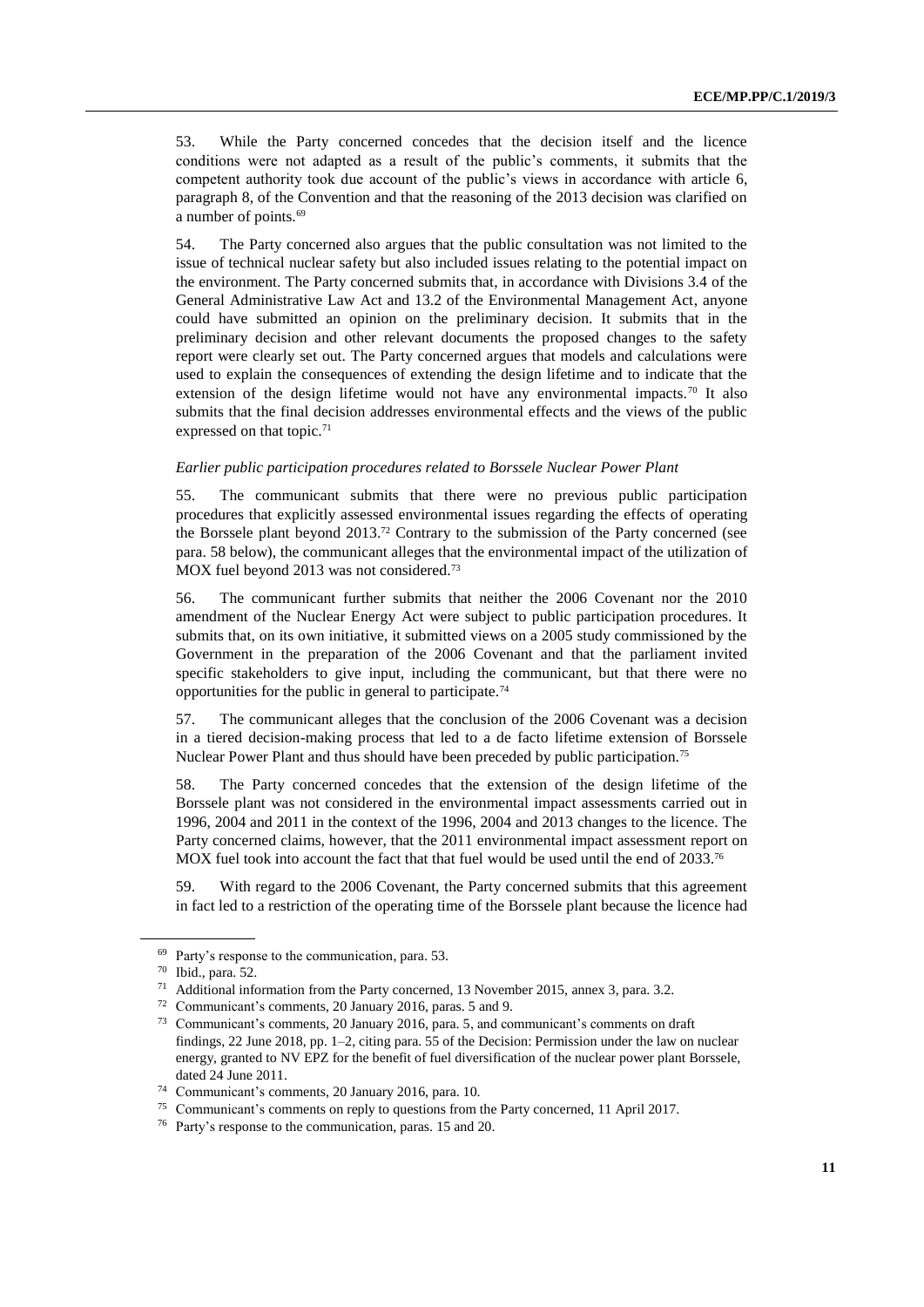53. While the Party concerned concedes that the decision itself and the licence conditions were not adapted as a result of the public's comments, it submits that the competent authority took due account of the public's views in accordance with article 6, paragraph 8, of the Convention and that the reasoning of the 2013 decision was clarified on a number of points.[69]

54. The Party concerned also argues that the public consultation was not limited to the issue of technical nuclear safety but also included issues relating to the potential impact on the environment. The Party concerned submits that, in accordance with Divisions 3.4 of the General Administrative Law Act and 13.2 of the Environmental Management Act, anyone could have submitted an opinion on the preliminary decision. It submits that in the preliminary decision and other relevant documents the proposed changes to the safety report were clearly set out. The Party concerned argues that models and calculations were used to explain the consequences of extending the design lifetime and to indicate that the extension of the design lifetime would not have any environmental impacts.[70] It also submits that the final decision addresses environmental effects and the views of the public expressed on that topic.[71]

*Earlier public participation procedures related to Borssele Nuclear Power Plant*

55. The communicant submits that there were no previous public participation procedures that explicitly assessed environmental issues regarding the effects of operating the Borssele plant beyond 2013.[72] Contrary to the submission of the Party concerned (see para. 58 below), the communicant alleges that the environmental impact of the utilization of MOX fuel beyond 2013 was not considered.[73]

56. The communicant further submits that neither the 2006 Covenant nor the 2010 amendment of the Nuclear Energy Act were subject to public participation procedures. It submits that, on its own initiative, it submitted views on a 2005 study commissioned by the Government in the preparation of the 2006 Covenant and that the parliament invited specific stakeholders to give input, including the communicant, but that there were no opportunities for the public in general to participate.[74]

57. The communicant alleges that the conclusion of the 2006 Covenant was a decision in a tiered decision-making process that led to a de facto lifetime extension of Borssele Nuclear Power Plant and thus should have been preceded by public participation.[75]

58. The Party concerned concedes that the extension of the design lifetime of the Borssele plant was not considered in the environmental impact assessments carried out in 1996, 2004 and 2011 in the context of the 1996, 2004 and 2013 changes to the licence. The Party concerned claims, however, that the 2011 environmental impact assessment report on MOX fuel took into account the fact that that fuel would be used until the end of 2033.[76]

59. With regard to the 2006 Covenant, the Party concerned submits that this agreement in fact led to a restriction of the operating time of the Borssele plant because the licence had

---

[69] Party's response to the communication, para. 53.

[70] Ibid., para. 52.

[71] Additional information from the Party concerned, 13 November 2015, annex 3, para. 3.2.

[72] Communicant's comments, 20 January 2016, paras. 5 and 9.

[73] Communicant's comments, 20 January 2016, para. 5, and communicant's comments on draft findings, 22 June 2018, pp. 1–2, citing para. 55 of the Decision: Permission under the law on nuclear energy, granted to NV EPZ for the benefit of fuel diversification of the nuclear power plant Borssele, dated 24 June 2011.

[74] Communicant's comments, 20 January 2016, para. 10.

[75] Communicant's comments on reply to questions from the Party concerned, 11 April 2017.

[76] Party's response to the communication, paras. 15 and 20.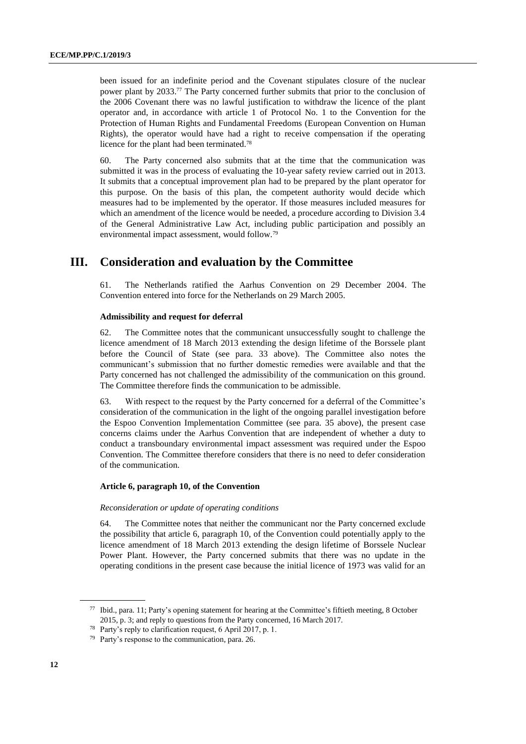been issued for an indefinite period and the Covenant stipulates closure of the nuclear power plant by 2033.[77] The Party concerned further submits that prior to the conclusion of the 2006 Covenant there was no lawful justification to withdraw the licence of the plant operator and, in accordance with article 1 of Protocol No. 1 to the Convention for the Protection of Human Rights and Fundamental Freedoms (European Convention on Human Rights), the operator would have had a right to receive compensation if the operating licence for the plant had been terminated.[78]

60. The Party concerned also submits that at the time that the communication was submitted it was in the process of evaluating the 10-year safety review carried out in 2013. It submits that a conceptual improvement plan had to be prepared by the plant operator for this purpose. On the basis of this plan, the competent authority would decide which measures had to be implemented by the operator. If those measures included measures for which an amendment of the licence would be needed, a procedure according to Division 3.4 of the General Administrative Law Act, including public participation and possibly an environmental impact assessment, would follow.[79]

## III. Consideration and evaluation by the Committee

61. The Netherlands ratified the Aarhus Convention on 29 December 2004. The Convention entered into force for the Netherlands on 29 March 2005.

### Admissibility and request for deferral

62. The Committee notes that the communicant unsuccessfully sought to challenge the licence amendment of 18 March 2013 extending the design lifetime of the Borssele plant before the Council of State (see para. 33 above). The Committee also notes the communicant's submission that no further domestic remedies were available and that the Party concerned has not challenged the admissibility of the communication on this ground. The Committee therefore finds the communication to be admissible.

63. With respect to the request by the Party concerned for a deferral of the Committee's consideration of the communication in the light of the ongoing parallel investigation before the Espoo Convention Implementation Committee (see para. 35 above), the present case concerns claims under the Aarhus Convention that are independent of whether a duty to conduct a transboundary environmental impact assessment was required under the Espoo Convention. The Committee therefore considers that there is no need to defer consideration of the communication.

### Article 6, paragraph 10, of the Convention

*Reconsideration or update of operating conditions*

64. The Committee notes that neither the communicant nor the Party concerned exclude the possibility that article 6, paragraph 10, of the Convention could potentially apply to the licence amendment of 18 March 2013 extending the design lifetime of Borssele Nuclear Power Plant. However, the Party concerned submits that there was no update in the operating conditions in the present case because the initial licence of 1973 was valid for an

---

[77] Ibid., para. 11; Party's opening statement for hearing at the Committee's fiftieth meeting, 8 October 2015, p. 3; and reply to questions from the Party concerned, 16 March 2017.

[78] Party's reply to clarification request, 6 April 2017, p. 1.

[79] Party's response to the communication, para. 26.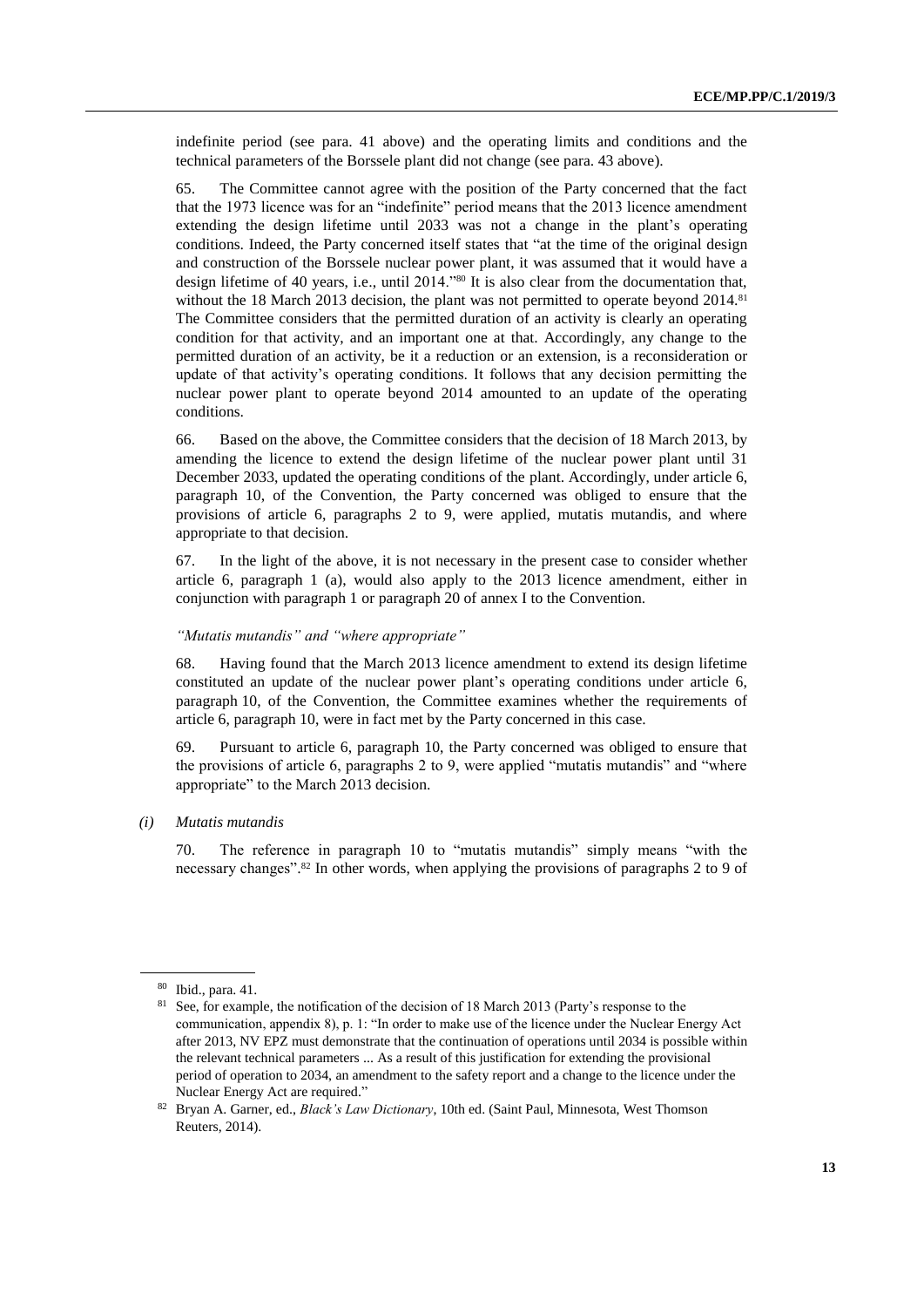indefinite period (see para. 41 above) and the operating limits and conditions and the technical parameters of the Borssele plant did not change (see para. 43 above).

65. The Committee cannot agree with the position of the Party concerned that the fact that the 1973 licence was for an "indefinite" period means that the 2013 licence amendment extending the design lifetime until 2033 was not a change in the plant's operating conditions. Indeed, the Party concerned itself states that "at the time of the original design and construction of the Borssele nuclear power plant, it was assumed that it would have a design lifetime of 40 years, i.e., until 2014."[80] It is also clear from the documentation that, without the 18 March 2013 decision, the plant was not permitted to operate beyond 2014.[81] The Committee considers that the permitted duration of an activity is clearly an operating condition for that activity, and an important one at that. Accordingly, any change to the permitted duration of an activity, be it a reduction or an extension, is a reconsideration or update of that activity's operating conditions. It follows that any decision permitting the nuclear power plant to operate beyond 2014 amounted to an update of the operating conditions.

66. Based on the above, the Committee considers that the decision of 18 March 2013, by amending the licence to extend the design lifetime of the nuclear power plant until 31 December 2033, updated the operating conditions of the plant. Accordingly, under article 6, paragraph 10, of the Convention, the Party concerned was obliged to ensure that the provisions of article 6, paragraphs 2 to 9, were applied, mutatis mutandis, and where appropriate to that decision.

67. In the light of the above, it is not necessary in the present case to consider whether article 6, paragraph 1 (a), would also apply to the 2013 licence amendment, either in conjunction with paragraph 1 or paragraph 20 of annex I to the Convention.

*"Mutatis mutandis" and "where appropriate"*

68. Having found that the March 2013 licence amendment to extend its design lifetime constituted an update of the nuclear power plant's operating conditions under article 6, paragraph 10, of the Convention, the Committee examines whether the requirements of article 6, paragraph 10, were in fact met by the Party concerned in this case.

69. Pursuant to article 6, paragraph 10, the Party concerned was obliged to ensure that the provisions of article 6, paragraphs 2 to 9, were applied "mutatis mutandis" and "where appropriate" to the March 2013 decision.

*(i) Mutatis mutandis*

70. The reference in paragraph 10 to "mutatis mutandis" simply means "with the necessary changes".[82] In other words, when applying the provisions of paragraphs 2 to 9 of

---

[80] Ibid., para. 41.

[81] See, for example, the notification of the decision of 18 March 2013 (Party's response to the communication, appendix 8), p. 1: "In order to make use of the licence under the Nuclear Energy Act after 2013, NV EPZ must demonstrate that the continuation of operations until 2034 is possible within the relevant technical parameters ... As a result of this justification for extending the provisional period of operation to 2034, an amendment to the safety report and a change to the licence under the Nuclear Energy Act are required."

[82] Bryan A. Garner, ed., *Black's Law Dictionary*, 10th ed. (Saint Paul, Minnesota, West Thomson Reuters, 2014).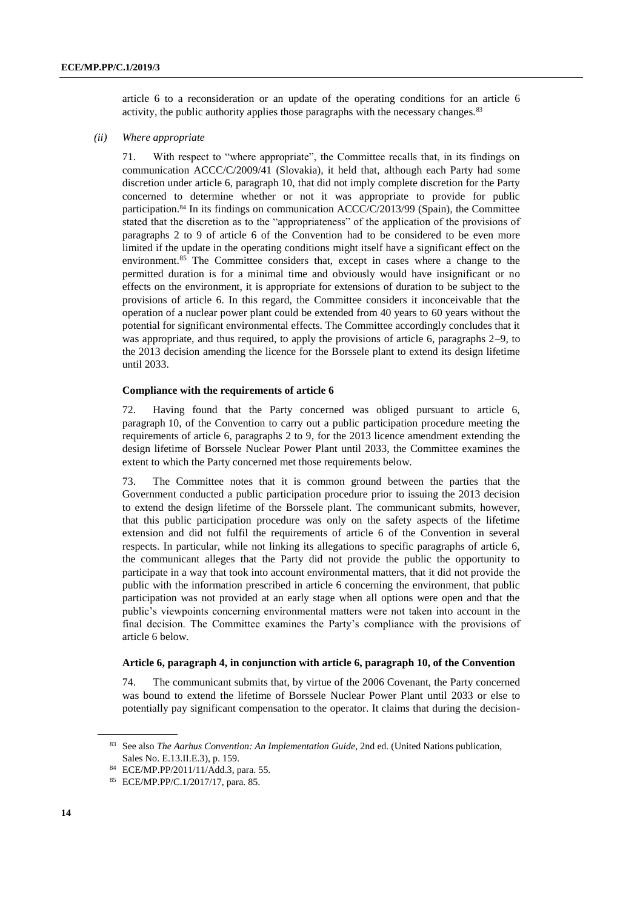article 6 to a reconsideration or an update of the operating conditions for an article 6 activity, the public authority applies those paragraphs with the necessary changes.[83]

*(ii) Where appropriate*

71. With respect to "where appropriate", the Committee recalls that, in its findings on communication ACCC/C/2009/41 (Slovakia), it held that, although each Party had some discretion under article 6, paragraph 10, that did not imply complete discretion for the Party concerned to determine whether or not it was appropriate to provide for public participation.[84] In its findings on communication ACCC/C/2013/99 (Spain), the Committee stated that the discretion as to the "appropriateness" of the application of the provisions of paragraphs 2 to 9 of article 6 of the Convention had to be considered to be even more limited if the update in the operating conditions might itself have a significant effect on the environment.[85] The Committee considers that, except in cases where a change to the permitted duration is for a minimal time and obviously would have insignificant or no effects on the environment, it is appropriate for extensions of duration to be subject to the provisions of article 6. In this regard, the Committee considers it inconceivable that the operation of a nuclear power plant could be extended from 40 years to 60 years without the potential for significant environmental effects. The Committee accordingly concludes that it was appropriate, and thus required, to apply the provisions of article 6, paragraphs 2–9, to the 2013 decision amending the licence for the Borssele plant to extend its design lifetime until 2033.

**Compliance with the requirements of article 6**

72. Having found that the Party concerned was obliged pursuant to article 6, paragraph 10, of the Convention to carry out a public participation procedure meeting the requirements of article 6, paragraphs 2 to 9, for the 2013 licence amendment extending the design lifetime of Borssele Nuclear Power Plant until 2033, the Committee examines the extent to which the Party concerned met those requirements below.

73. The Committee notes that it is common ground between the parties that the Government conducted a public participation procedure prior to issuing the 2013 decision to extend the design lifetime of the Borssele plant. The communicant submits, however, that this public participation procedure was only on the safety aspects of the lifetime extension and did not fulfil the requirements of article 6 of the Convention in several respects. In particular, while not linking its allegations to specific paragraphs of article 6, the communicant alleges that the Party did not provide the public the opportunity to participate in a way that took into account environmental matters, that it did not provide the public with the information prescribed in article 6 concerning the environment, that public participation was not provided at an early stage when all options were open and that the public's viewpoints concerning environmental matters were not taken into account in the final decision. The Committee examines the Party's compliance with the provisions of article 6 below.

**Article 6, paragraph 4, in conjunction with article 6, paragraph 10, of the Convention**

74. The communicant submits that, by virtue of the 2006 Covenant, the Party concerned was bound to extend the lifetime of Borssele Nuclear Power Plant until 2033 or else to potentially pay significant compensation to the operator. It claims that during the decision-

[83] See also *The Aarhus Convention: An Implementation Guide*, 2nd ed. (United Nations publication, Sales No. E.13.II.E.3), p. 159.

[84] ECE/MP.PP/2011/11/Add.3, para. 55.

[85] ECE/MP.PP/C.1/2017/17, para. 85.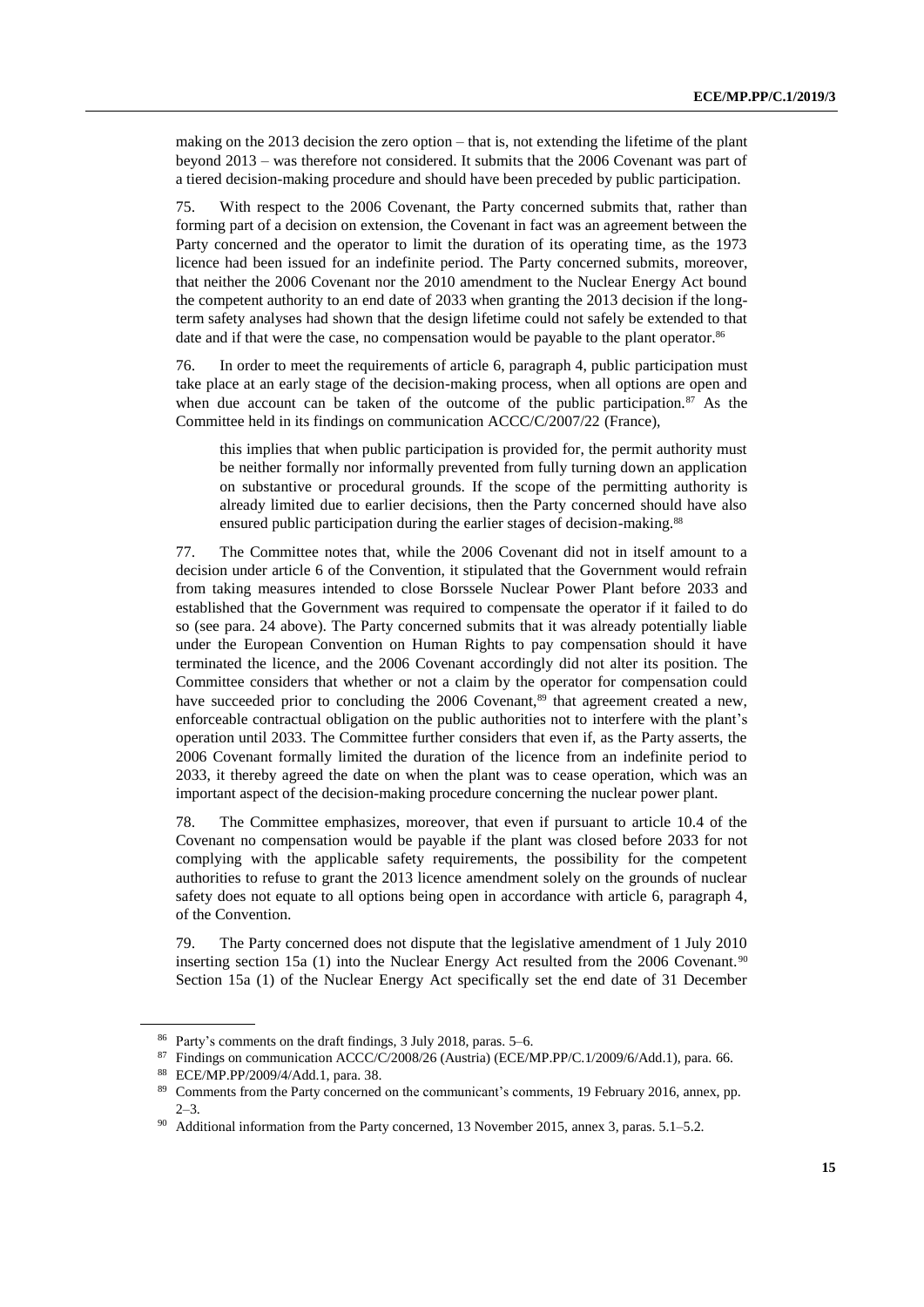making on the 2013 decision the zero option – that is, not extending the lifetime of the plant beyond 2013 – was therefore not considered. It submits that the 2006 Covenant was part of a tiered decision-making procedure and should have been preceded by public participation.

75. With respect to the 2006 Covenant, the Party concerned submits that, rather than forming part of a decision on extension, the Covenant in fact was an agreement between the Party concerned and the operator to limit the duration of its operating time, as the 1973 licence had been issued for an indefinite period. The Party concerned submits, moreover, that neither the 2006 Covenant nor the 2010 amendment to the Nuclear Energy Act bound the competent authority to an end date of 2033 when granting the 2013 decision if the long-term safety analyses had shown that the design lifetime could not safely be extended to that date and if that were the case, no compensation would be payable to the plant operator.[86]

76. In order to meet the requirements of article 6, paragraph 4, public participation must take place at an early stage of the decision-making process, when all options are open and when due account can be taken of the outcome of the public participation.[87] As the Committee held in its findings on communication ACCC/C/2007/22 (France),

> this implies that when public participation is provided for, the permit authority must be neither formally nor informally prevented from fully turning down an application on substantive or procedural grounds. If the scope of the permitting authority is already limited due to earlier decisions, then the Party concerned should have also ensured public participation during the earlier stages of decision-making.[88]

77. The Committee notes that, while the 2006 Covenant did not in itself amount to a decision under article 6 of the Convention, it stipulated that the Government would refrain from taking measures intended to close Borssele Nuclear Power Plant before 2033 and established that the Government was required to compensate the operator if it failed to do so (see para. 24 above). The Party concerned submits that it was already potentially liable under the European Convention on Human Rights to pay compensation should it have terminated the licence, and the 2006 Covenant accordingly did not alter its position. The Committee considers that whether or not a claim by the operator for compensation could have succeeded prior to concluding the 2006 Covenant,[89] that agreement created a new, enforceable contractual obligation on the public authorities not to interfere with the plant's operation until 2033. The Committee further considers that even if, as the Party asserts, the 2006 Covenant formally limited the duration of the licence from an indefinite period to 2033, it thereby agreed the date on when the plant was to cease operation, which was an important aspect of the decision-making procedure concerning the nuclear power plant.

78. The Committee emphasizes, moreover, that even if pursuant to article 10.4 of the Covenant no compensation would be payable if the plant was closed before 2033 for not complying with the applicable safety requirements, the possibility for the competent authorities to refuse to grant the 2013 licence amendment solely on the grounds of nuclear safety does not equate to all options being open in accordance with article 6, paragraph 4, of the Convention.

79. The Party concerned does not dispute that the legislative amendment of 1 July 2010 inserting section 15a (1) into the Nuclear Energy Act resulted from the 2006 Covenant.[90] Section 15a (1) of the Nuclear Energy Act specifically set the end date of 31 December

---

[86] Party's comments on the draft findings, 3 July 2018, paras. 5–6.

[87] Findings on communication ACCC/C/2008/26 (Austria) (ECE/MP.PP/C.1/2009/6/Add.1), para. 66.

[88] ECE/MP.PP/2009/4/Add.1, para. 38.

[89] Comments from the Party concerned on the communicant's comments, 19 February 2016, annex, pp. 2–3.

[90] Additional information from the Party concerned, 13 November 2015, annex 3, paras. 5.1–5.2.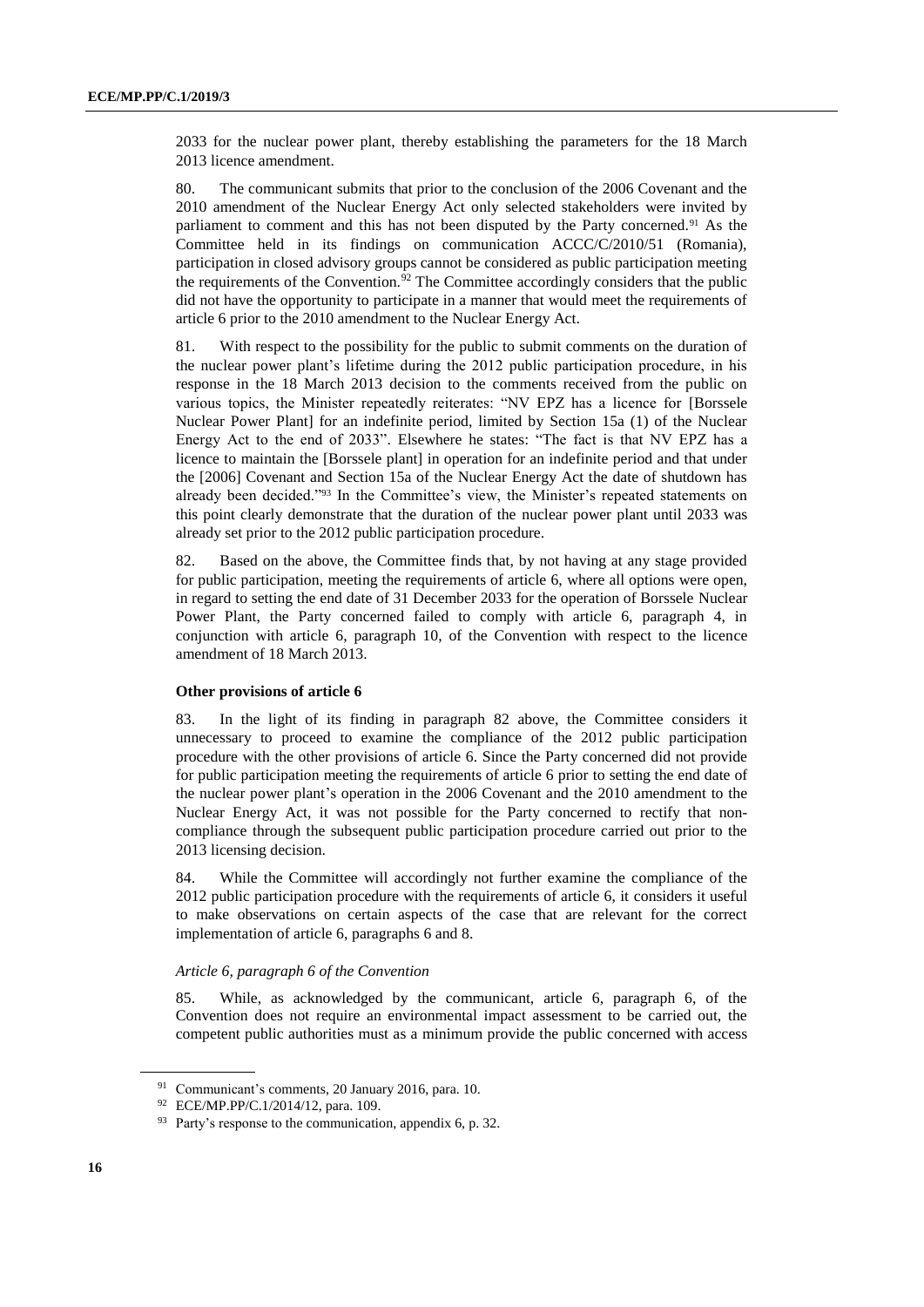2033 for the nuclear power plant, thereby establishing the parameters for the 18 March 2013 licence amendment.

80. The communicant submits that prior to the conclusion of the 2006 Covenant and the 2010 amendment of the Nuclear Energy Act only selected stakeholders were invited by parliament to comment and this has not been disputed by the Party concerned.[91] As the Committee held in its findings on communication ACCC/C/2010/51 (Romania), participation in closed advisory groups cannot be considered as public participation meeting the requirements of the Convention.[92] The Committee accordingly considers that the public did not have the opportunity to participate in a manner that would meet the requirements of article 6 prior to the 2010 amendment to the Nuclear Energy Act.

81. With respect to the possibility for the public to submit comments on the duration of the nuclear power plant's lifetime during the 2012 public participation procedure, in his response in the 18 March 2013 decision to the comments received from the public on various topics, the Minister repeatedly reiterates: "NV EPZ has a licence for [Borssele Nuclear Power Plant] for an indefinite period, limited by Section 15a (1) of the Nuclear Energy Act to the end of 2033". Elsewhere he states: "The fact is that NV EPZ has a licence to maintain the [Borssele plant] in operation for an indefinite period and that under the [2006] Covenant and Section 15a of the Nuclear Energy Act the date of shutdown has already been decided."[93] In the Committee's view, the Minister's repeated statements on this point clearly demonstrate that the duration of the nuclear power plant until 2033 was already set prior to the 2012 public participation procedure.

82. Based on the above, the Committee finds that, by not having at any stage provided for public participation, meeting the requirements of article 6, where all options were open, in regard to setting the end date of 31 December 2033 for the operation of Borssele Nuclear Power Plant, the Party concerned failed to comply with article 6, paragraph 4, in conjunction with article 6, paragraph 10, of the Convention with respect to the licence amendment of 18 March 2013.

**Other provisions of article 6**

83. In the light of its finding in paragraph 82 above, the Committee considers it unnecessary to proceed to examine the compliance of the 2012 public participation procedure with the other provisions of article 6. Since the Party concerned did not provide for public participation meeting the requirements of article 6 prior to setting the end date of the nuclear power plant's operation in the 2006 Covenant and the 2010 amendment to the Nuclear Energy Act, it was not possible for the Party concerned to rectify that non-compliance through the subsequent public participation procedure carried out prior to the 2013 licensing decision.

84. While the Committee will accordingly not further examine the compliance of the 2012 public participation procedure with the requirements of article 6, it considers it useful to make observations on certain aspects of the case that are relevant for the correct implementation of article 6, paragraphs 6 and 8.

*Article 6, paragraph 6 of the Convention*

85. While, as acknowledged by the communicant, article 6, paragraph 6, of the Convention does not require an environmental impact assessment to be carried out, the competent public authorities must as a minimum provide the public concerned with access

[91] Communicant's comments, 20 January 2016, para. 10.

[92] ECE/MP.PP/C.1/2014/12, para. 109.

[93] Party's response to the communication, appendix 6, p. 32.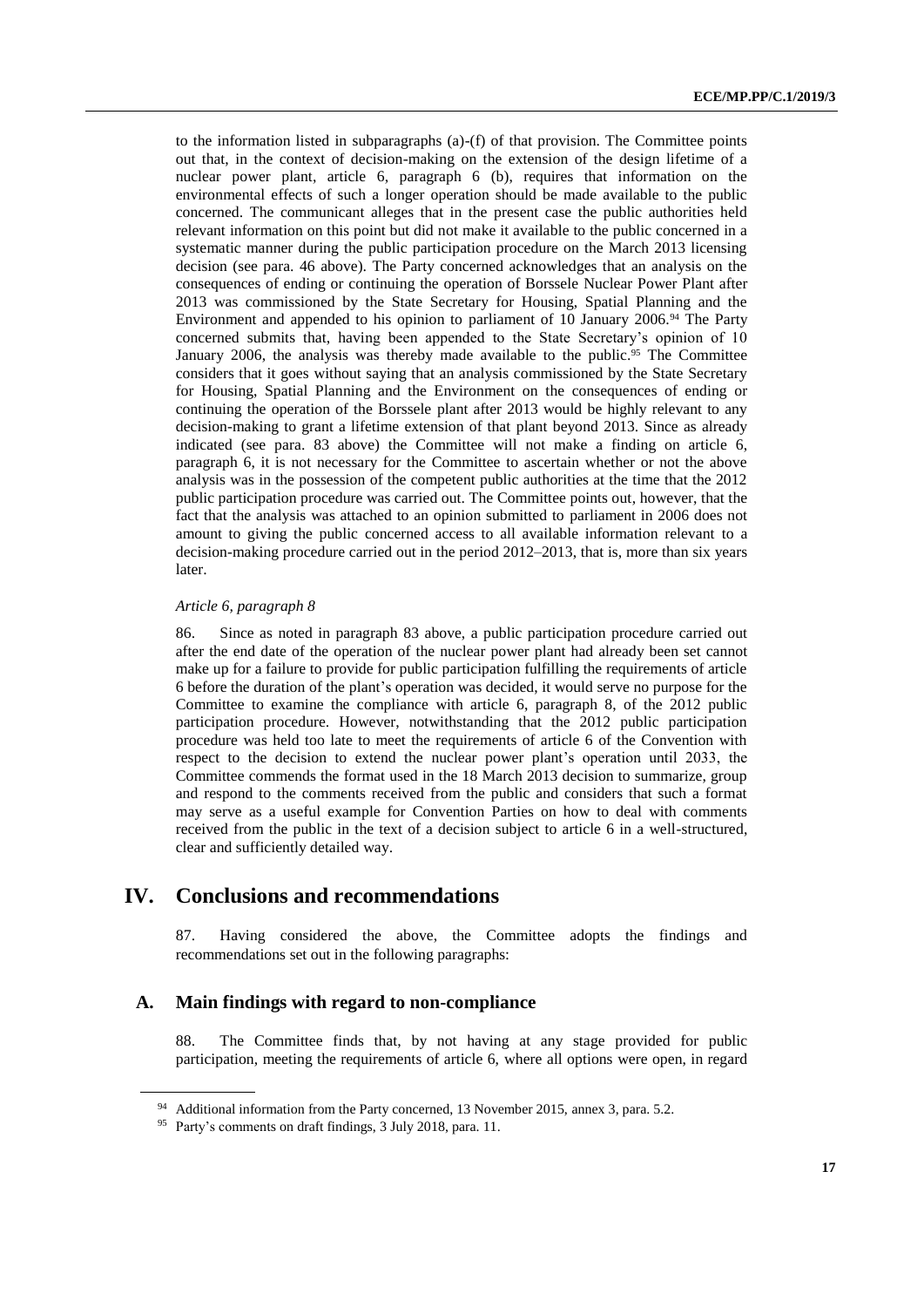to the information listed in subparagraphs (a)-(f) of that provision. The Committee points out that, in the context of decision-making on the extension of the design lifetime of a nuclear power plant, article 6, paragraph 6 (b), requires that information on the environmental effects of such a longer operation should be made available to the public concerned. The communicant alleges that in the present case the public authorities held relevant information on this point but did not make it available to the public concerned in a systematic manner during the public participation procedure on the March 2013 licensing decision (see para. 46 above). The Party concerned acknowledges that an analysis on the consequences of ending or continuing the operation of Borssele Nuclear Power Plant after 2013 was commissioned by the State Secretary for Housing, Spatial Planning and the Environment and appended to his opinion to parliament of 10 January 2006.[94] The Party concerned submits that, having been appended to the State Secretary's opinion of 10 January 2006, the analysis was thereby made available to the public.[95] The Committee considers that it goes without saying that an analysis commissioned by the State Secretary for Housing, Spatial Planning and the Environment on the consequences of ending or continuing the operation of the Borssele plant after 2013 would be highly relevant to any decision-making to grant a lifetime extension of that plant beyond 2013. Since as already indicated (see para. 83 above) the Committee will not make a finding on article 6, paragraph 6, it is not necessary for the Committee to ascertain whether or not the above analysis was in the possession of the competent public authorities at the time that the 2012 public participation procedure was carried out. The Committee points out, however, that the fact that the analysis was attached to an opinion submitted to parliament in 2006 does not amount to giving the public concerned access to all available information relevant to a decision-making procedure carried out in the period 2012–2013, that is, more than six years later.

*Article 6, paragraph 8*

86. Since as noted in paragraph 83 above, a public participation procedure carried out after the end date of the operation of the nuclear power plant had already been set cannot make up for a failure to provide for public participation fulfilling the requirements of article 6 before the duration of the plant's operation was decided, it would serve no purpose for the Committee to examine the compliance with article 6, paragraph 8, of the 2012 public participation procedure. However, notwithstanding that the 2012 public participation procedure was held too late to meet the requirements of article 6 of the Convention with respect to the decision to extend the nuclear power plant's operation until 2033, the Committee commends the format used in the 18 March 2013 decision to summarize, group and respond to the comments received from the public and considers that such a format may serve as a useful example for Convention Parties on how to deal with comments received from the public in the text of a decision subject to article 6 in a well-structured, clear and sufficiently detailed way.

# IV. Conclusions and recommendations

87. Having considered the above, the Committee adopts the findings and recommendations set out in the following paragraphs:

## A. Main findings with regard to non-compliance

88. The Committee finds that, by not having at any stage provided for public participation, meeting the requirements of article 6, where all options were open, in regard

[94] Additional information from the Party concerned, 13 November 2015, annex 3, para. 5.2.

[95] Party's comments on draft findings, 3 July 2018, para. 11.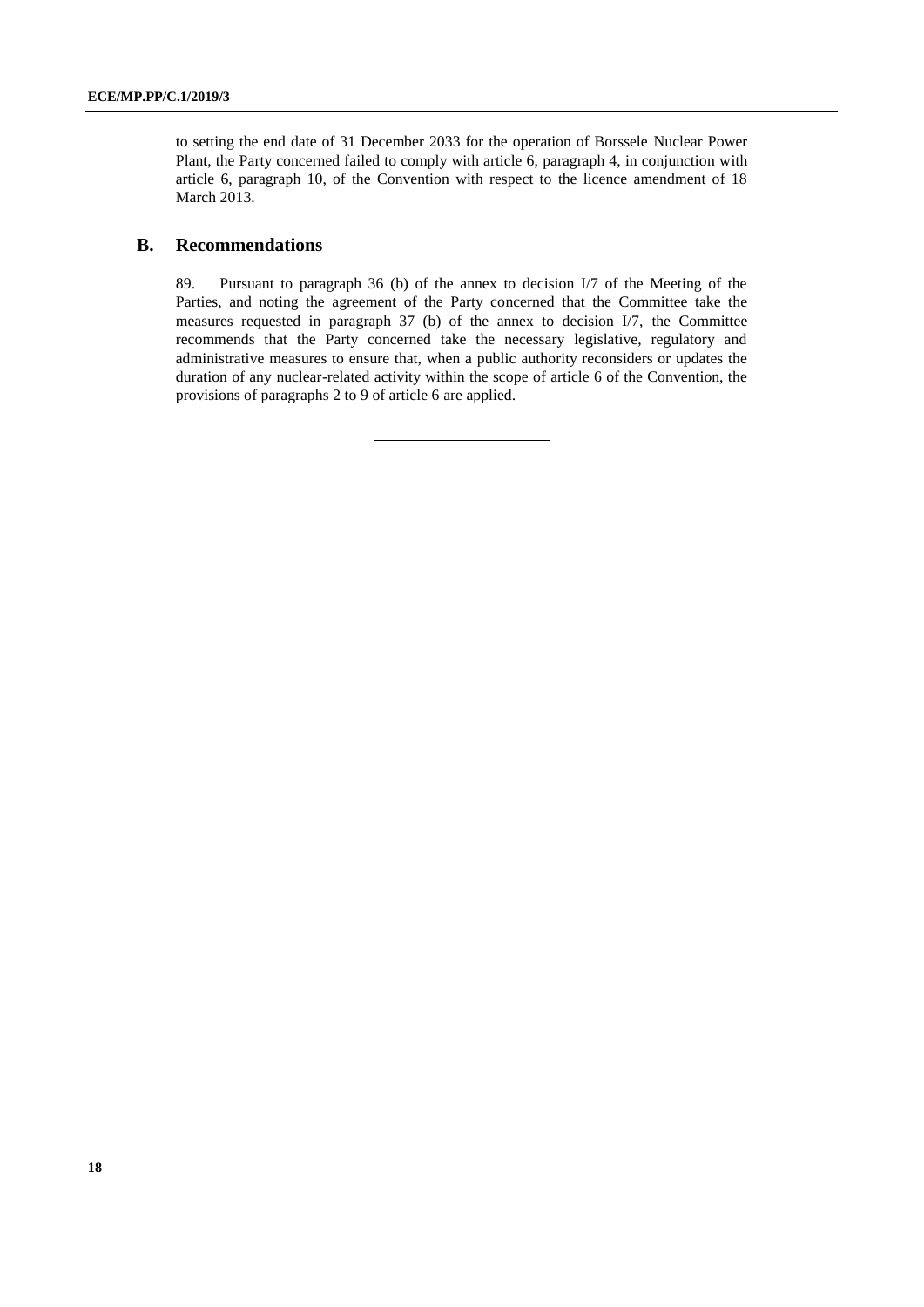to setting the end date of 31 December 2033 for the operation of Borssele Nuclear Power Plant, the Party concerned failed to comply with article 6, paragraph 4, in conjunction with article 6, paragraph 10, of the Convention with respect to the licence amendment of 18 March 2013.

## B. Recommendations

89. Pursuant to paragraph 36 (b) of the annex to decision I/7 of the Meeting of the Parties, and noting the agreement of the Party concerned that the Committee take the measures requested in paragraph 37 (b) of the annex to decision I/7, the Committee recommends that the Party concerned take the necessary legislative, regulatory and administrative measures to ensure that, when a public authority reconsiders or updates the duration of any nuclear-related activity within the scope of article 6 of the Convention, the provisions of paragraphs 2 to 9 of article 6 are applied.